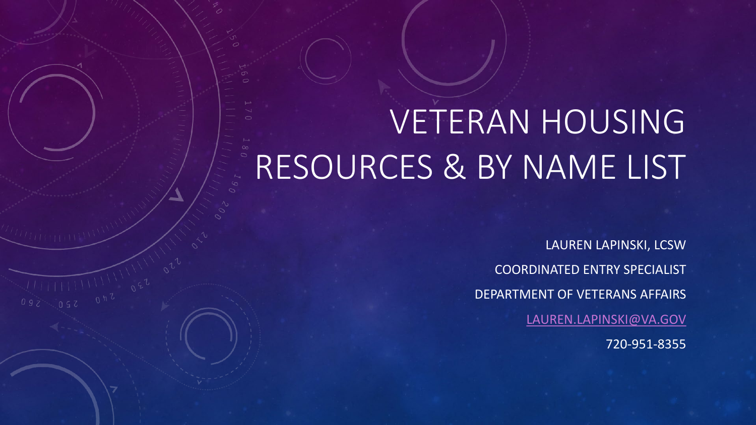# VETERAN HOUSING RESOURCES & BY NAME LIST

LAUREN LAPINSKI, LCSW

COORDINATED ENTRY SPECIALIST

DEPARTMENT OF VETERANS AFFAIRS

LAUREN.LAPINSKI@VA.GOV

720-951-8355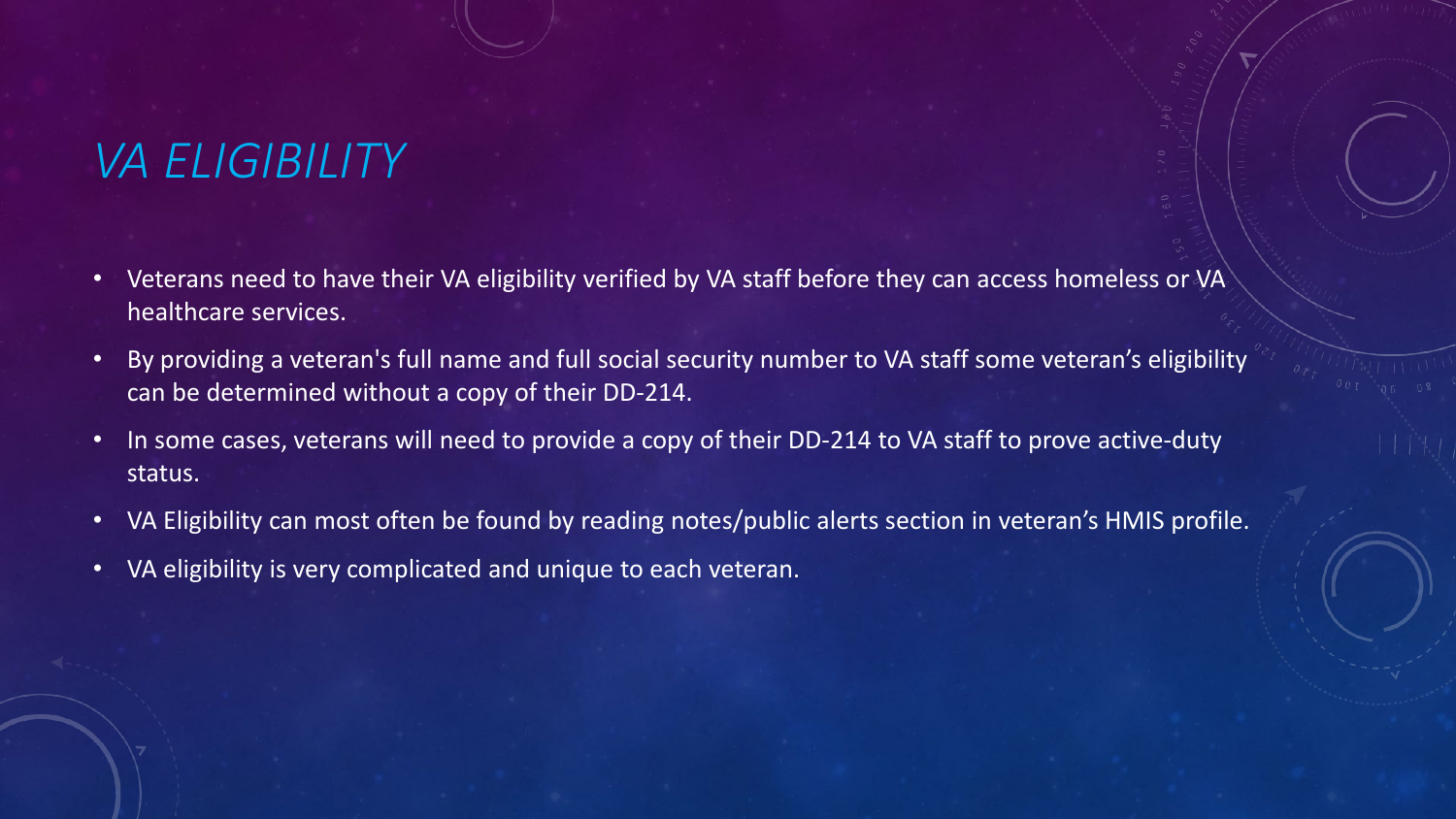# VA ELIGIBILITY

- Veterans need to have their VA eligibility verified by VA staff before they can access homeless or VA healthcare services.
- By providing a veteran's full name and full social security number to VA staff some veteran's eligibility can be determined without a copy of their DD-214.
- In some cases, veterans will need to provide a copy of their DD-214 to VA staff to prove active-duty status.
- VA Eligibility can most often be found by reading notes/public alerts section in veteran's HMIS profile.
- VA eligibility is very complicated and unique to each veteran.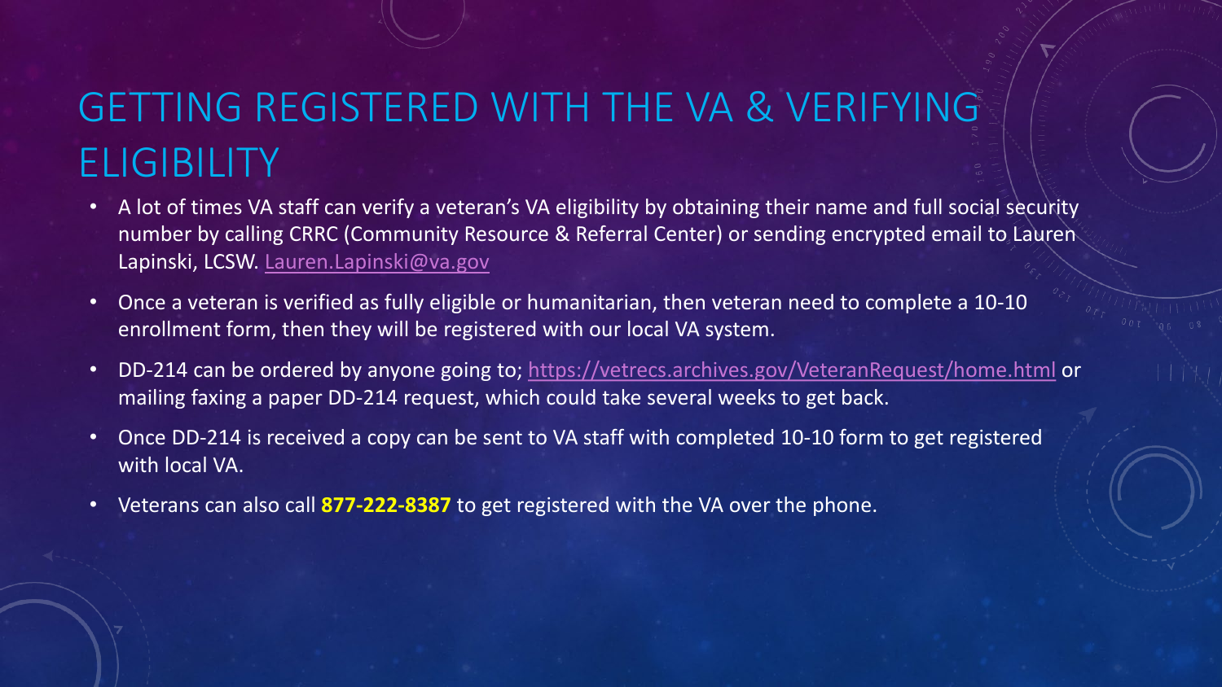# GETTING REGISTERED WITH THE VA & VERIFYING ELIGIBILITY

- A lot of times VA staff can verify a veteran's VA eligibility by obtaining their name and full social security number by calling CRRC (Community Resource & Referral Center) or sending encrypted email to Lauren Lapinski, LCSW. Lauren.Lapinski@va.gov
- Once a veteran is verified as fully eligible or humanitarian, then veteran need to complete a 10-10 enrollment form, then they will be registered with our local VA system.
- DD-214 can be ordered by anyone going to; https://vetrecs.archives.gov/VeteranRequest/home.html or mailing faxing a paper DD-214 request, which could take several weeks to get back.
- Once DD-214 is received a copy can be sent to VA staff with completed 10-10 form to get registered with local VA.
- Veterans can also call **877-222-8387** to get registered with the VA over the phone.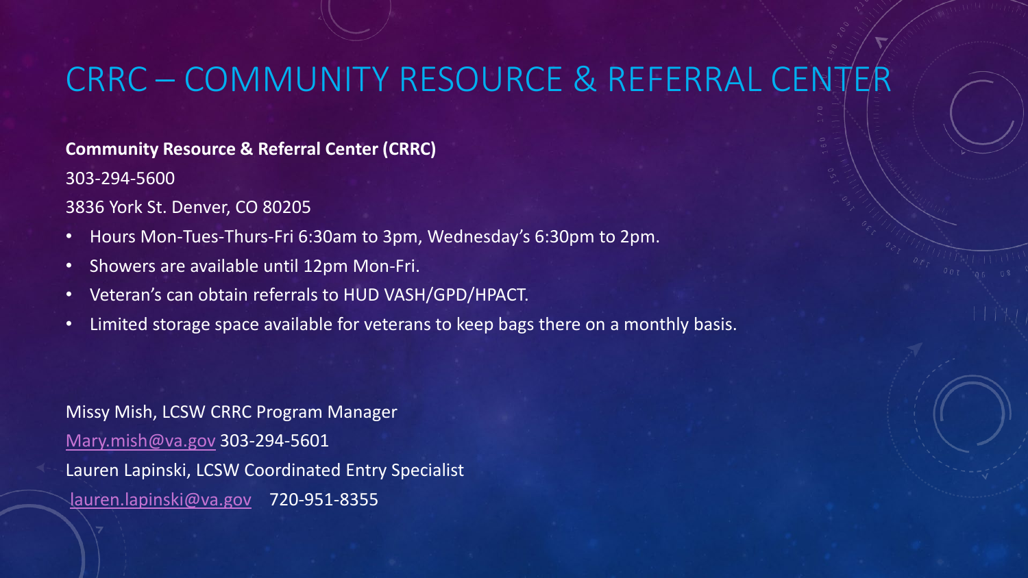# CRRC – COMMUNITY RESOURCE & REFERRAL CENTER

**Community Resource & Referral Center (CRRC)**

303-294-5600

3836 York St. Denver, CO 80205

- Hours Mon-Tues-Thurs-Fri 6:30am to 3pm, Wednesday's 6:30pm to 2pm.
- Showers are available until 12pm Mon-Fri.
- Veteran's can obtain referrals to HUD VASH/GPD/HPACT.
- Limited storage space available for veterans to keep bags there on a monthly basis.

Missy Mish, LCSW CRRC Program Manager

Mary.mish@va.gov 303-294-5601

Lauren Lapinski, LCSW Coordinated Entry Specialist

lauren.lapinski@va.gov 720-951-8355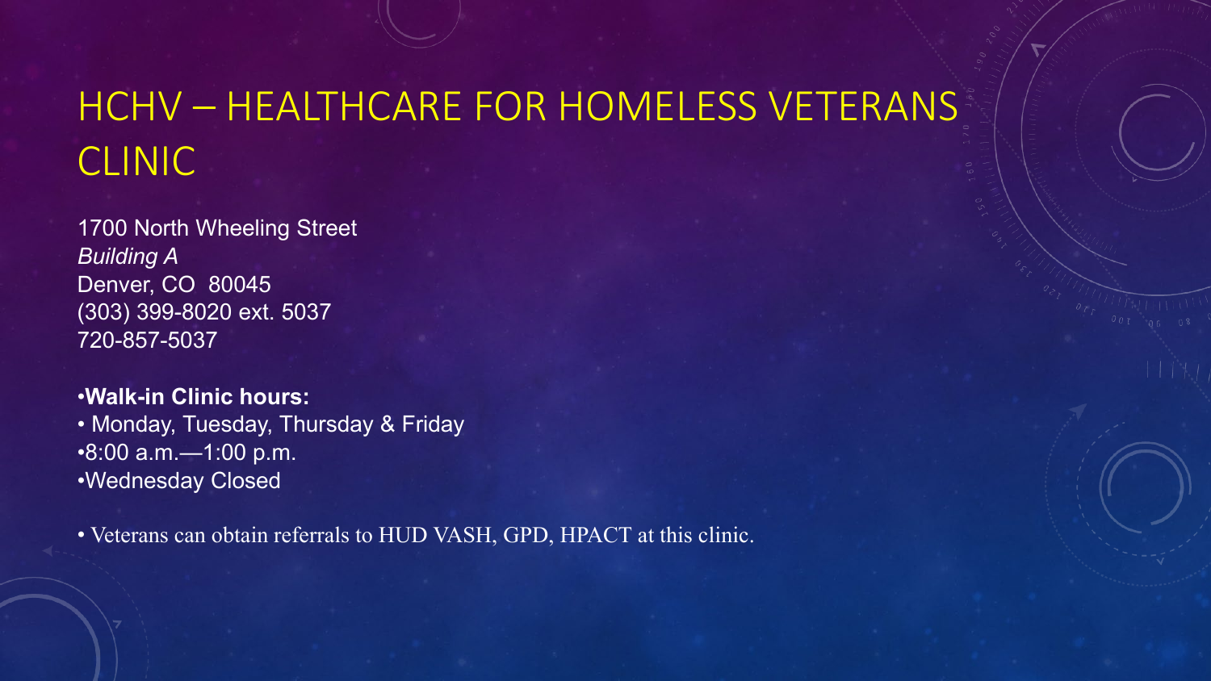# HCHV – HEALTHCARE FOR HOMELESS VETERANS CLINIC

1700 North Wheeling Street
*Building A*
Denver, CO 80045
(303) 399-8020 ext. 5037
720-857-5037

- **Walk-in Clinic hours:**
- Monday, Tuesday, Thursday & Friday
- 8:00 a.m.—1:00 p.m.
- Wednesday Closed

- Veterans can obtain referrals to HUD VASH, GPD, HPACT at this clinic.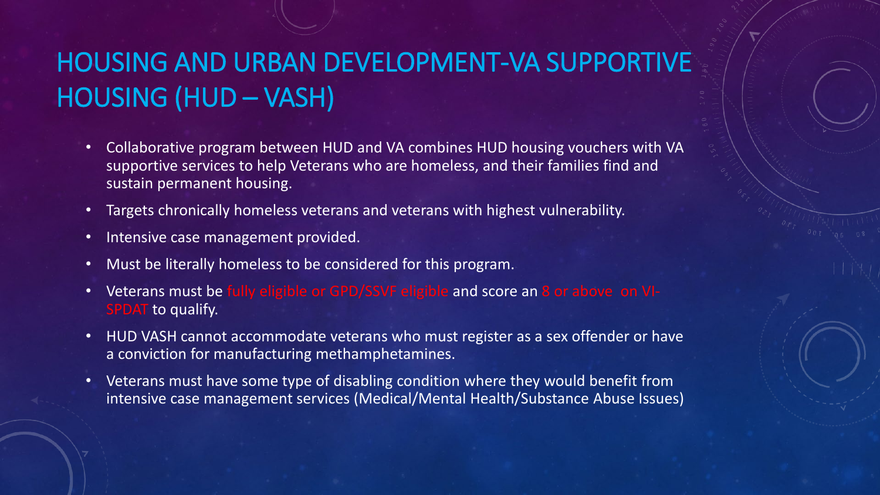# HOUSING AND URBAN DEVELOPMENT-VA SUPPORTIVE HOUSING (HUD – VASH)

- Collaborative program between HUD and VA combines HUD housing vouchers with VA supportive services to help Veterans who are homeless, and their families find and sustain permanent housing.
- Targets chronically homeless veterans and veterans with highest vulnerability.
- Intensive case management provided.
- Must be literally homeless to be considered for this program.
- Veterans must be fully eligible or GPD/SSVF eligible and score an 8 or above on VI-SPDAT to qualify.
- HUD VASH cannot accommodate veterans who must register as a sex offender or have a conviction for manufacturing methamphetamines.
- Veterans must have some type of disabling condition where they would benefit from intensive case management services (Medical/Mental Health/Substance Abuse Issues)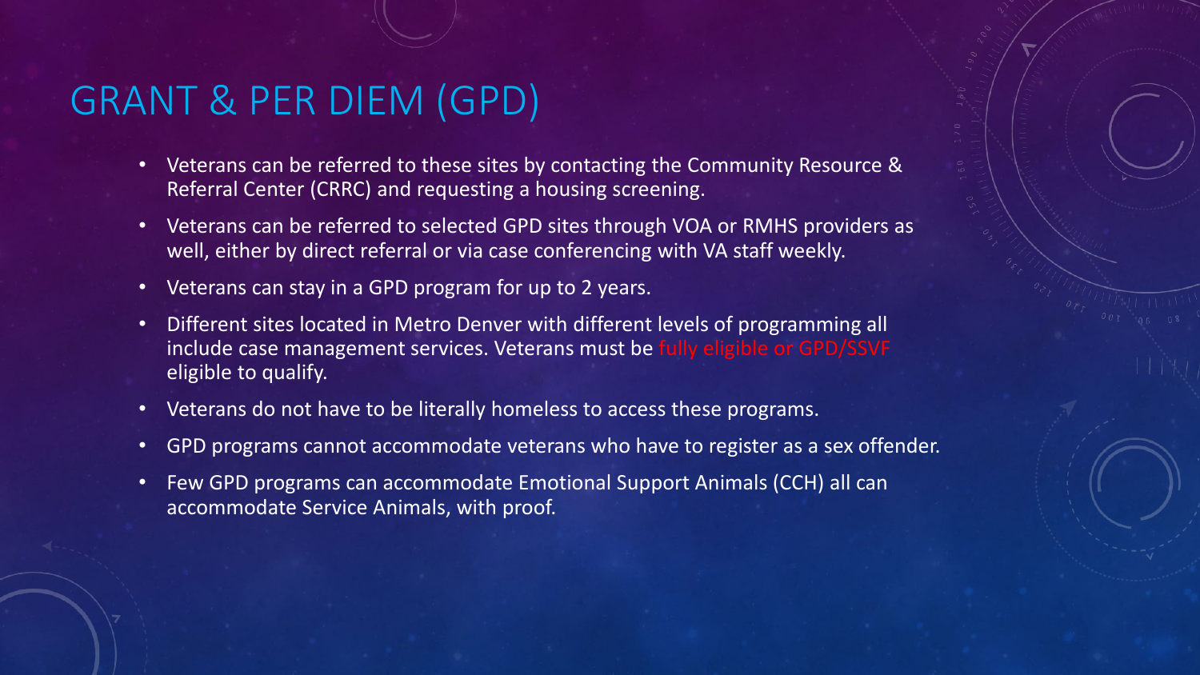# GRANT & PER DIEM (GPD)

- Veterans can be referred to these sites by contacting the Community Resource & Referral Center (CRRC) and requesting a housing screening.
- Veterans can be referred to selected GPD sites through VOA or RMHS providers as well, either by direct referral or via case conferencing with VA staff weekly.
- Veterans can stay in a GPD program for up to 2 years.
- Different sites located in Metro Denver with different levels of programming all include case management services. Veterans must be fully eligible or GPD/SSVF eligible to qualify.
- Veterans do not have to be literally homeless to access these programs.
- GPD programs cannot accommodate veterans who have to register as a sex offender.
- Few GPD programs can accommodate Emotional Support Animals (CCH) all can accommodate Service Animals, with proof.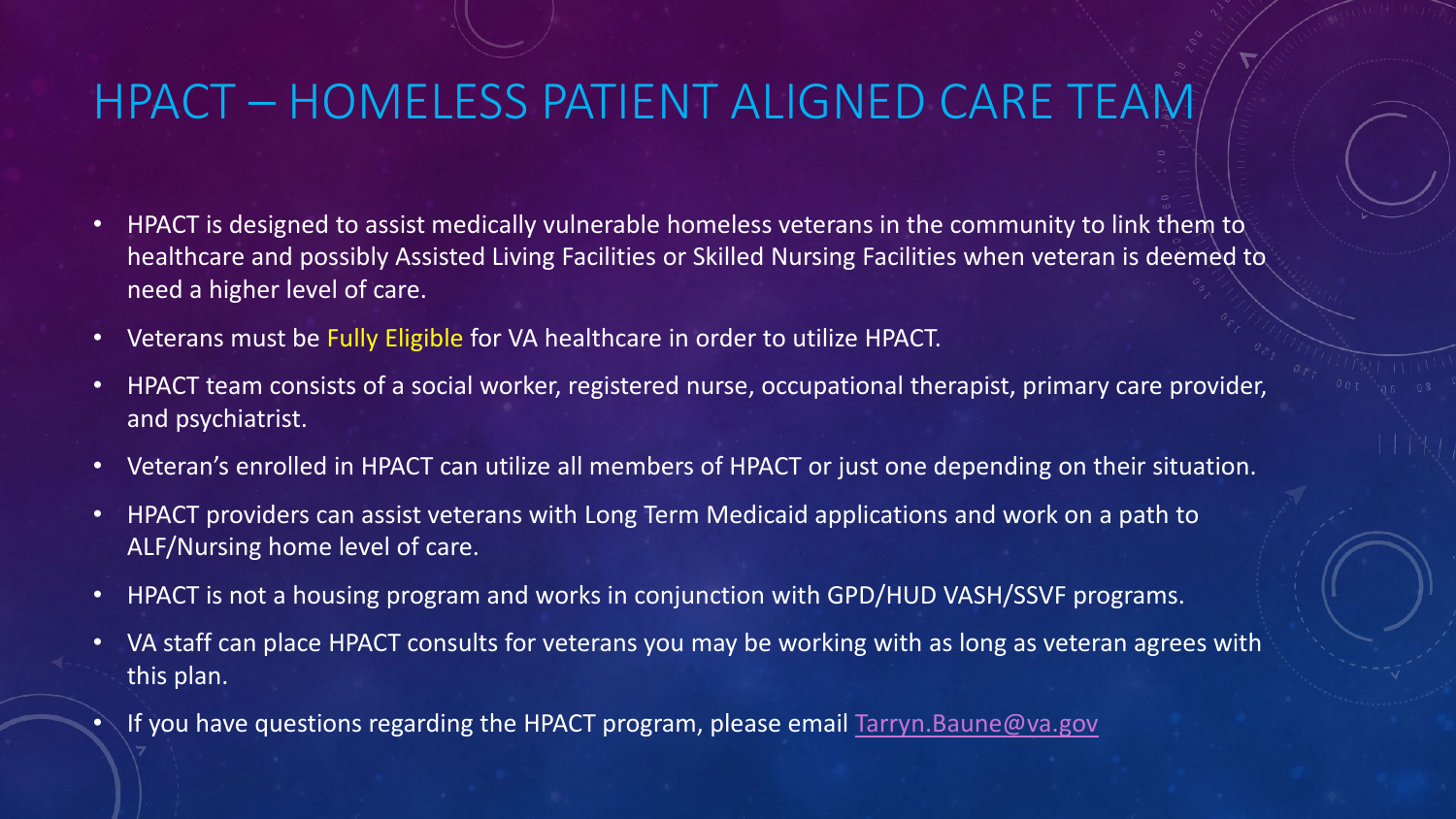# HPACT – HOMELESS PATIENT ALIGNED CARE TEAM

- HPACT is designed to assist medically vulnerable homeless veterans in the community to link them to healthcare and possibly Assisted Living Facilities or Skilled Nursing Facilities when veteran is deemed to need a higher level of care.
- Veterans must be Fully Eligible for VA healthcare in order to utilize HPACT.
- HPACT team consists of a social worker, registered nurse, occupational therapist, primary care provider, and psychiatrist.
- Veteran's enrolled in HPACT can utilize all members of HPACT or just one depending on their situation.
- HPACT providers can assist veterans with Long Term Medicaid applications and work on a path to ALF/Nursing home level of care.
- HPACT is not a housing program and works in conjunction with GPD/HUD VASH/SSVF programs.
- VA staff can place HPACT consults for veterans you may be working with as long as veteran agrees with this plan.
- If you have questions regarding the HPACT program, please email [Tarryn.Baune@va.gov](mailto:Tarryn.Baune@va.gov)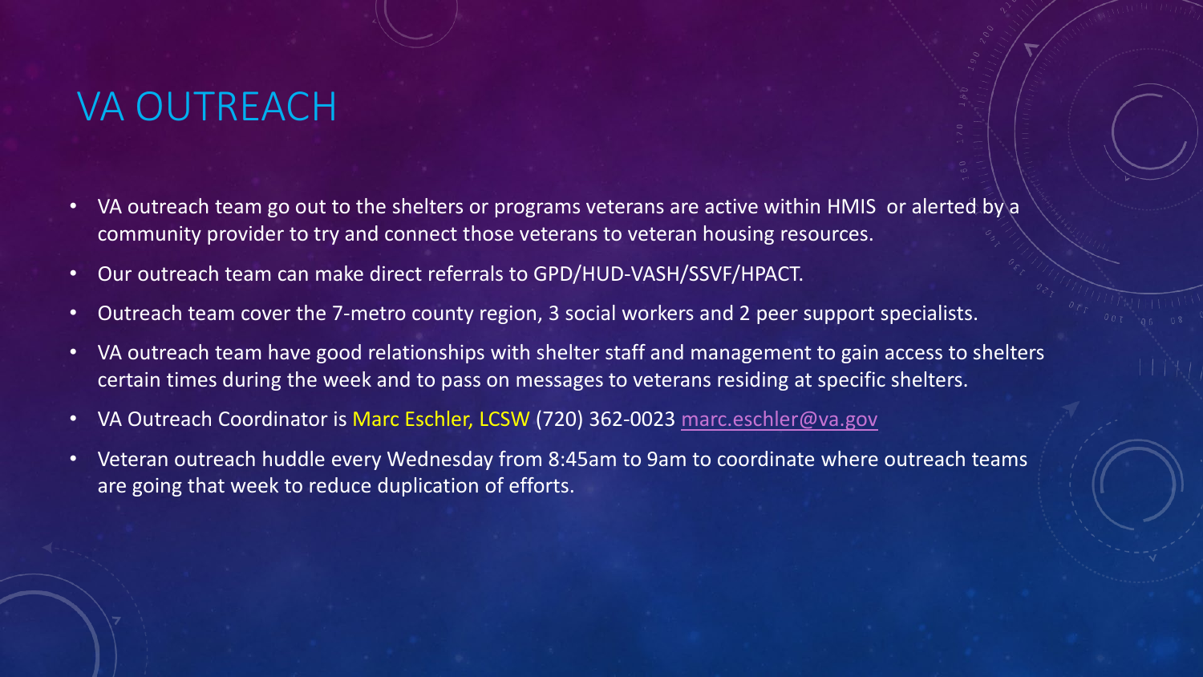# VA OUTREACH

- VA outreach team go out to the shelters or programs veterans are active within HMIS or alerted by a community provider to try and connect those veterans to veteran housing resources.
- Our outreach team can make direct referrals to GPD/HUD-VASH/SSVF/HPACT.
- Outreach team cover the 7-metro county region, 3 social workers and 2 peer support specialists.
- VA outreach team have good relationships with shelter staff and management to gain access to shelters certain times during the week and to pass on messages to veterans residing at specific shelters.
- VA Outreach Coordinator is Marc Eschler, LCSW (720) 362-0023 [marc.eschler@va.gov](mailto:marc.eschler@va.gov)
- Veteran outreach huddle every Wednesday from 8:45am to 9am to coordinate where outreach teams are going that week to reduce duplication of efforts.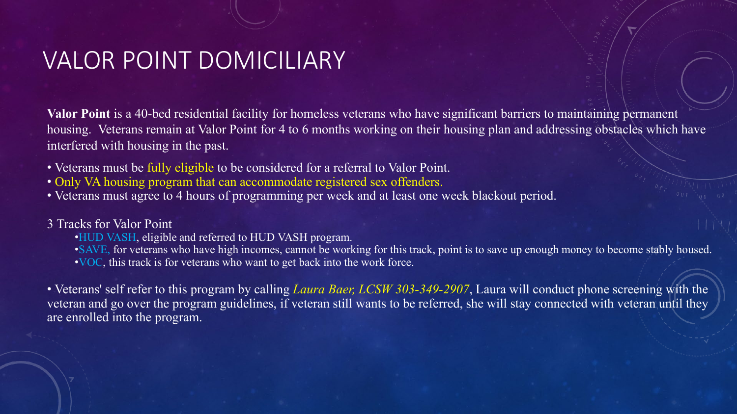# VALOR POINT DOMICILIARY

**Valor Point** is a 40-bed residential facility for homeless veterans who have significant barriers to maintaining permanent housing. Veterans remain at Valor Point for 4 to 6 months working on their housing plan and addressing obstacles which have interfered with housing in the past.

- Veterans must be fully eligible to be considered for a referral to Valor Point.
- Only VA housing program that can accommodate registered sex offenders.
- Veterans must agree to 4 hours of programming per week and at least one week blackout period.

3 Tracks for Valor Point

- HUD VASH, eligible and referred to HUD VASH program.
- SAVE, for veterans who have high incomes, cannot be working for this track, point is to save up enough money to become stably housed.
- VOC, this track is for veterans who want to get back into the work force.

- Veterans' self refer to this program by calling *Laura Baer, LCSW 303-349-2907*, Laura will conduct phone screening with the veteran and go over the program guidelines, if veteran still wants to be referred, she will stay connected with veteran until they are enrolled into the program.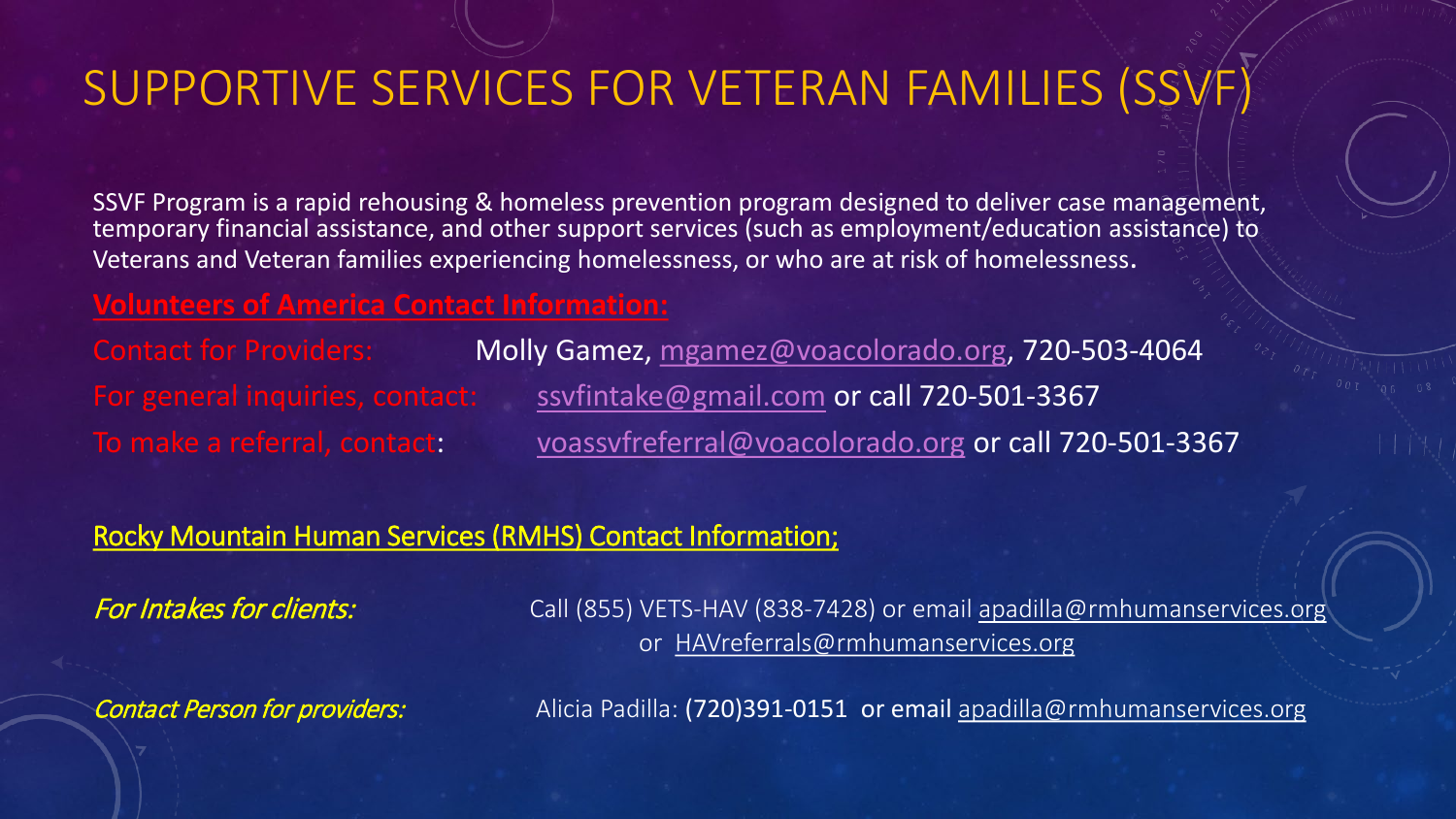# SUPPORTIVE SERVICES FOR VETERAN FAMILIES (SSVF)

SSVF Program is a rapid rehousing & homeless prevention program designed to deliver case management, temporary financial assistance, and other support services (such as employment/education assistance) to Veterans and Veteran families experiencing homelessness, or who are at risk of homelessness.

**Volunteers of America Contact Information:**

Contact for Providers: Molly Gamez, mgamez@voacolorado.org, 720-503-4064

For general inquiries, contact: ssvfintake@gmail.com or call 720-501-3367

To make a referral, contact: voassvfreferral@voacolorado.org or call 720-501-3367

Rocky Mountain Human Services (RMHS) Contact Information;

*For Intakes for clients:* Call (855) VETS-HAV (838-7428) or email apadilla@rmhumanservices.org or HAVreferrals@rmhumanservices.org

*Contact Person for providers:* Alicia Padilla: (720)391-0151 or email apadilla@rmhumanservices.org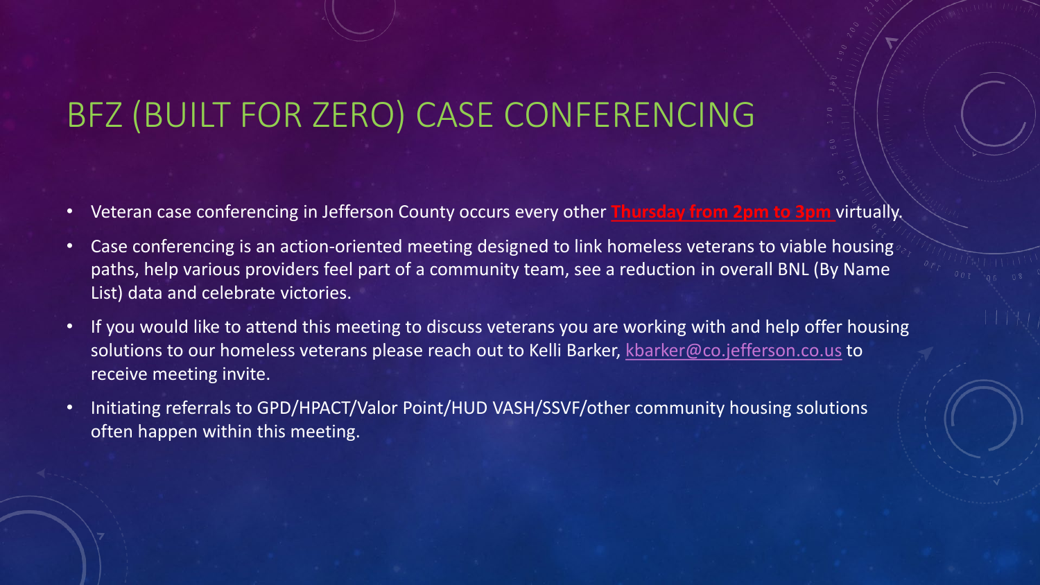# BFZ (BUILT FOR ZERO) CASE CONFERENCING

- Veteran case conferencing in Jefferson County occurs every other **Thursday from 2pm to 3pm** virtually.
- Case conferencing is an action-oriented meeting designed to link homeless veterans to viable housing paths, help various providers feel part of a community team, see a reduction in overall BNL (By Name List) data and celebrate victories.
- If you would like to attend this meeting to discuss veterans you are working with and help offer housing solutions to our homeless veterans please reach out to Kelli Barker, kbarker@co.jefferson.co.us to receive meeting invite.
- Initiating referrals to GPD/HPACT/Valor Point/HUD VASH/SSVF/other community housing solutions often happen within this meeting.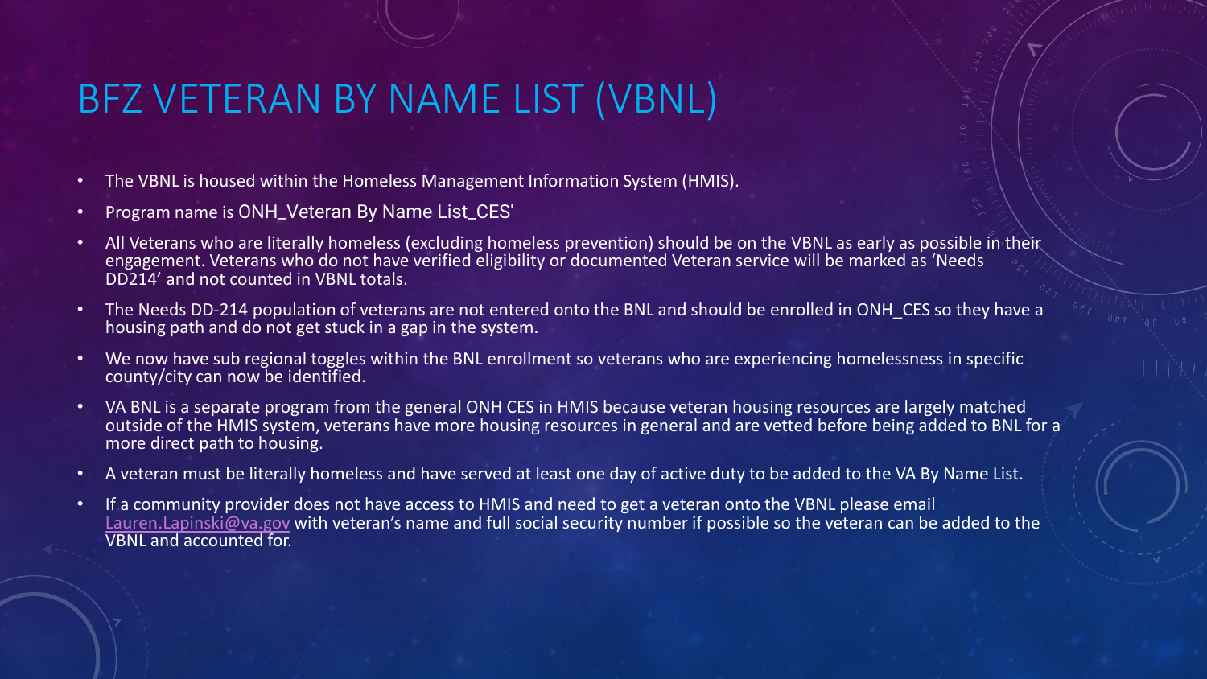# BFZ VETERAN BY NAME LIST (VBNL)

- The VBNL is housed within the Homeless Management Information System (HMIS).
- Program name is ONH_Veteran By Name List_CES'
- All Veterans who are literally homeless (excluding homeless prevention) should be on the VBNL as early as possible in their engagement. Veterans who do not have verified eligibility or documented Veteran service will be marked as 'Needs DD214' and not counted in VBNL totals.
- The Needs DD-214 population of veterans are not entered onto the BNL and should be enrolled in ONH_CES so they have a housing path and do not get stuck in a gap in the system.
- We now have sub regional toggles within the BNL enrollment so veterans who are experiencing homelessness in specific county/city can now be identified.
- VA BNL is a separate program from the general ONH CES in HMIS because veteran housing resources are largely matched outside of the HMIS system, veterans have more housing resources in general and are vetted before being added to BNL for a more direct path to housing.
- A veteran must be literally homeless and have served at least one day of active duty to be added to the VA By Name List.
- If a community provider does not have access to HMIS and need to get a veteran onto the VBNL please email Lauren.Lapinski@va.gov with veteran's name and full social security number if possible so the veteran can be added to the VBNL and accounted for.